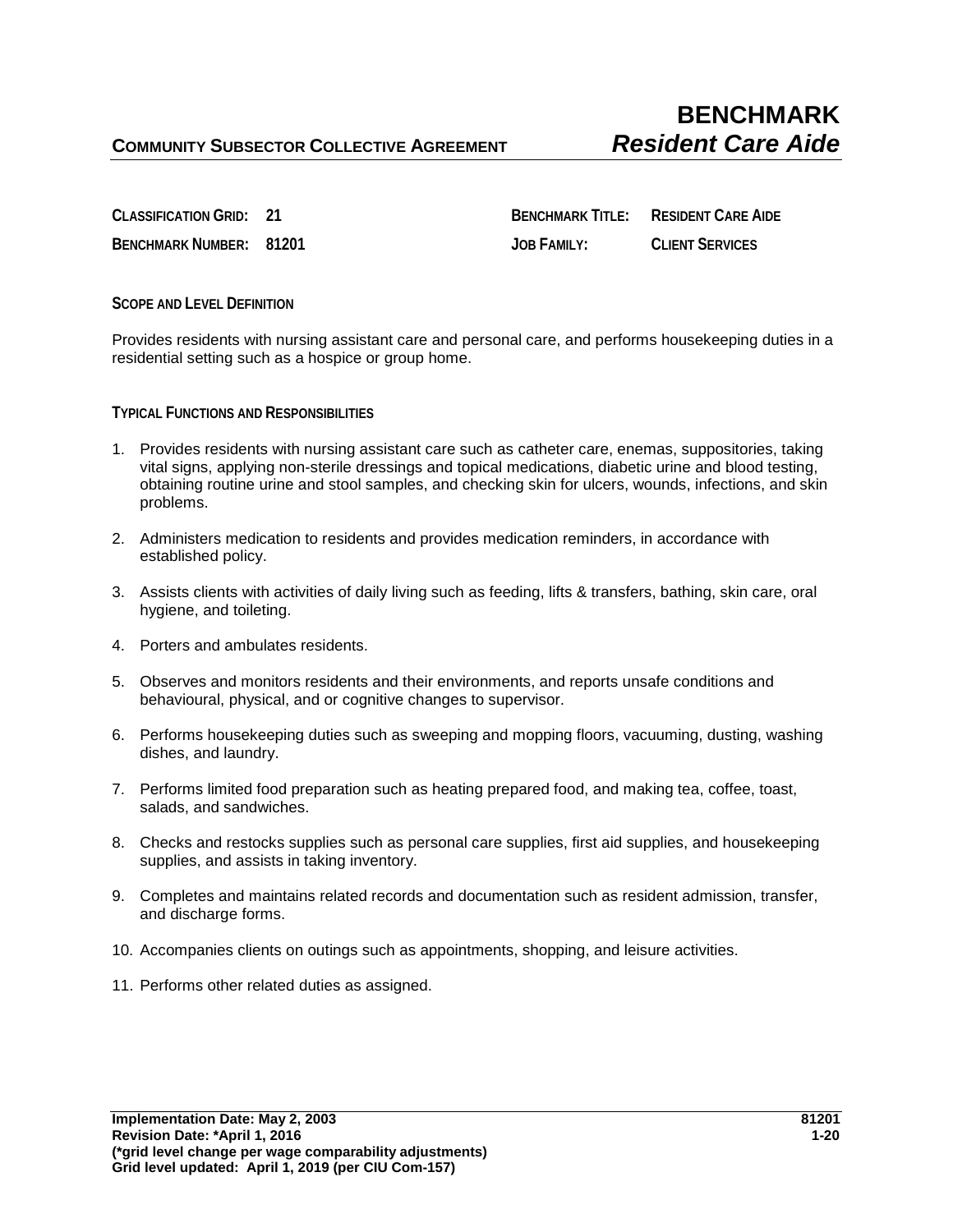**COMMUNITY SUBSECTOR COLLECTIVE AGREEMENT**

# BENCHMARK
## *Resident Care Aide*

**CLASSIFICATION GRID:** 21

**BENCHMARK NUMBER:** 81201

**BENCHMARK TITLE:** RESIDENT CARE AIDE

**JOB FAMILY:** CLIENT SERVICES

### SCOPE AND LEVEL DEFINITION

Provides residents with nursing assistant care and personal care, and performs housekeeping duties in a residential setting such as a hospice or group home.

### TYPICAL FUNCTIONS AND RESPONSIBILITIES

1. Provides residents with nursing assistant care such as catheter care, enemas, suppositories, taking vital signs, applying non-sterile dressings and topical medications, diabetic urine and blood testing, obtaining routine urine and stool samples, and checking skin for ulcers, wounds, infections, and skin problems.

2. Administers medication to residents and provides medication reminders, in accordance with established policy.

3. Assists clients with activities of daily living such as feeding, lifts & transfers, bathing, skin care, oral hygiene, and toileting.

4. Porters and ambulates residents.

5. Observes and monitors residents and their environments, and reports unsafe conditions and behavioural, physical, and or cognitive changes to supervisor.

6. Performs housekeeping duties such as sweeping and mopping floors, vacuuming, dusting, washing dishes, and laundry.

7. Performs limited food preparation such as heating prepared food, and making tea, coffee, toast, salads, and sandwiches.

8. Checks and restocks supplies such as personal care supplies, first aid supplies, and housekeeping supplies, and assists in taking inventory.

9. Completes and maintains related records and documentation such as resident admission, transfer, and discharge forms.

10. Accompanies clients on outings such as appointments, shopping, and leisure activities.

11. Performs other related duties as assigned.

**Implementation Date: May 2, 2003**
**Revision Date: *April 1, 2016**
**(*grid level change per wage comparability adjustments)**
**Grid level updated: April 1, 2019 (per CIU Com-157)**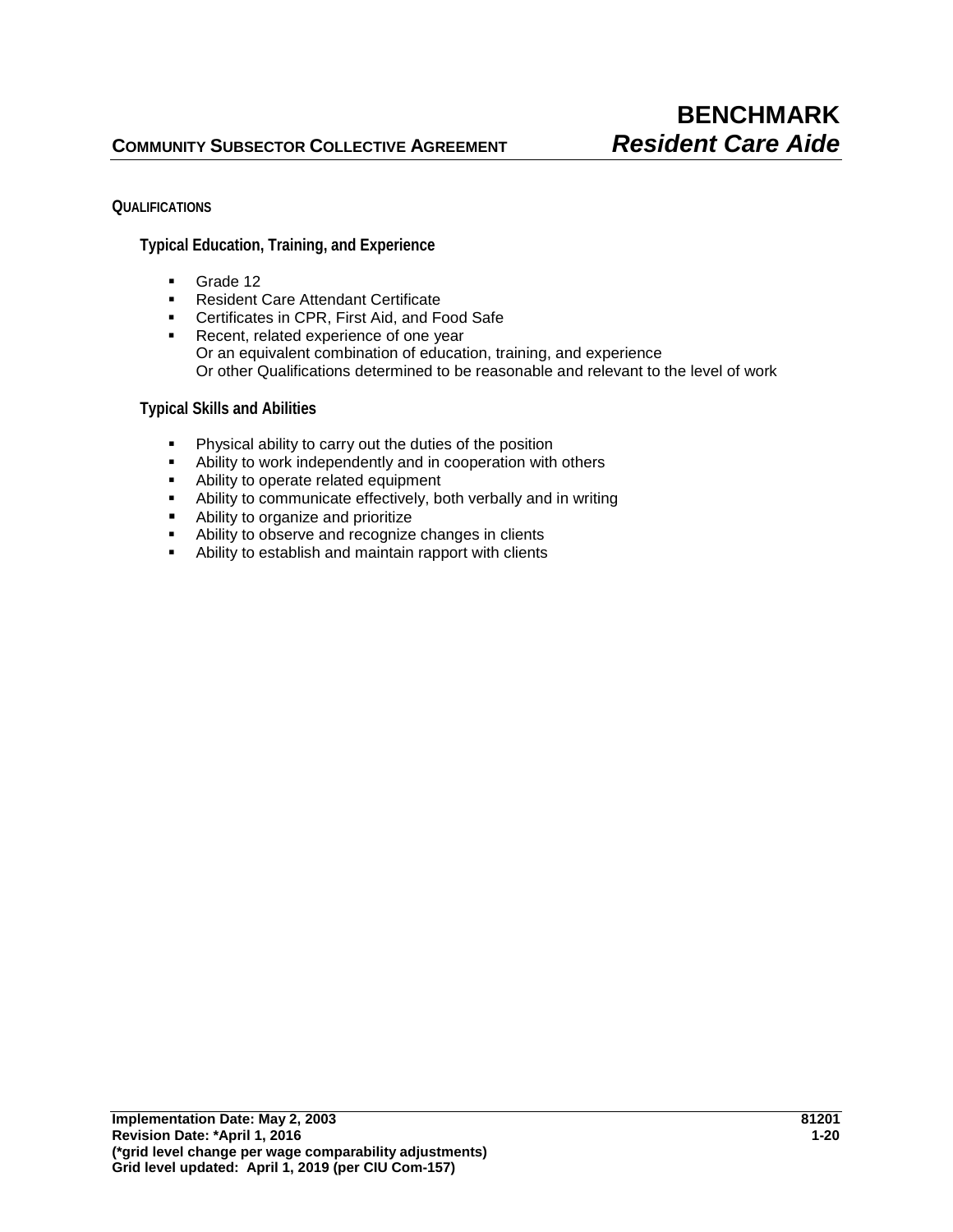## QUALIFICATIONS

### Typical Education, Training, and Experience

- Grade 12
- Resident Care Attendant Certificate
- Certificates in CPR, First Aid, and Food Safe
- Recent, related experience of one year  
  Or an equivalent combination of education, training, and experience  
  Or other Qualifications determined to be reasonable and relevant to the level of work

### Typical Skills and Abilities

- Physical ability to carry out the duties of the position
- Ability to work independently and in cooperation with others
- Ability to operate related equipment
- Ability to communicate effectively, both verbally and in writing
- Ability to organize and prioritize
- Ability to observe and recognize changes in clients
- Ability to establish and maintain rapport with clients

**Implementation Date: May 2, 2003** **81201**
**Revision Date: *April 1, 2016** **1-20**
**(*grid level change per wage comparability adjustments)**
**Grid level updated: April 1, 2019 (per CIU Com-157)**